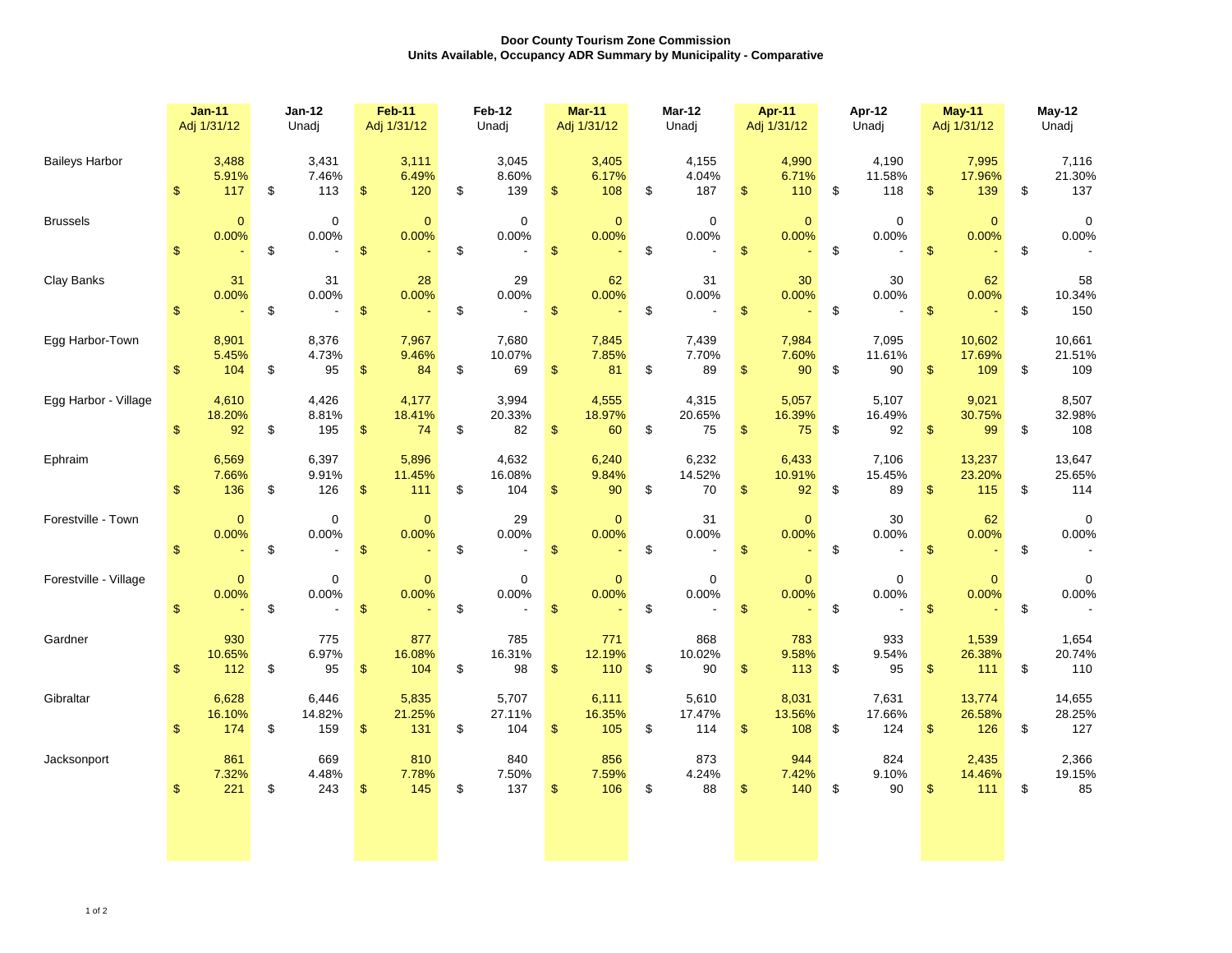**Door County Tourism Zone Commission**
**Units Available, Occupancy ADR Summary by Municipality - Comparative**

| | Jan-11 Adj 1/31/12 | Jan-12 Unadj | Feb-11 Adj 1/31/12 | Feb-12 Unadj | Mar-11 Adj 1/31/12 | Mar-12 Unadj | Apr-11 Adj 1/31/12 | Apr-12 Unadj | May-11 Adj 1/31/12 | May-12 Unadj |
|---|---|---|---|---|---|---|---|---|---|---|
| Baileys Harbor | 3,488 | 3,431 | 3,111 | 3,045 | 3,405 | 4,155 | 4,990 | 4,190 | 7,995 | 7,116 |
| | 5.91% | 7.46% | 6.49% | 8.60% | 6.17% | 4.04% | 6.71% | 11.58% | 17.96% | 21.30% |
| | $ 117 | $ 113 | $ 120 | $ 139 | $ 108 | $ 187 | $ 110 | $ 118 | $ 139 | $ 137 |
| Brussels | 0 | 0 | 0 | 0 | 0 | 0 | 0 | 0 | 0 | 0 |
| | 0.00% | 0.00% | 0.00% | 0.00% | 0.00% | 0.00% | 0.00% | 0.00% | 0.00% | 0.00% |
| | $ - | $ - | $ - | $ - | $ - | $ - | $ - | $ - | $ - | $ - |
| Clay Banks | 31 | 31 | 28 | 29 | 62 | 31 | 30 | 30 | 62 | 58 |
| | 0.00% | 0.00% | 0.00% | 0.00% | 0.00% | 0.00% | 0.00% | 0.00% | 0.00% | 10.34% |
| | $ - | $ - | $ - | $ - | $ - | $ - | $ - | $ - | $ - | $ 150 |
| Egg Harbor-Town | 8,901 | 8,376 | 7,967 | 7,680 | 7,845 | 7,439 | 7,984 | 7,095 | 10,602 | 10,661 |
| | 5.45% | 4.73% | 9.46% | 10.07% | 7.85% | 7.70% | 7.60% | 11.61% | 17.69% | 21.51% |
| | $ 104 | $ 95 | $ 84 | $ 69 | $ 81 | $ 89 | $ 90 | $ 90 | $ 109 | $ 109 |
| Egg Harbor - Village | 4,610 | 4,426 | 4,177 | 3,994 | 4,555 | 4,315 | 5,057 | 5,107 | 9,021 | 8,507 |
| | 18.20% | 8.81% | 18.41% | 20.33% | 18.97% | 20.65% | 16.39% | 16.49% | 30.75% | 32.98% |
| | $ 92 | $ 195 | $ 74 | $ 82 | $ 60 | $ 75 | $ 75 | $ 92 | $ 99 | $ 108 |
| Ephraim | 6,569 | 6,397 | 5,896 | 4,632 | 6,240 | 6,232 | 6,433 | 7,106 | 13,237 | 13,647 |
| | 7.66% | 9.91% | 11.45% | 16.08% | 9.84% | 14.52% | 10.91% | 15.45% | 23.20% | 25.65% |
| | $ 136 | $ 126 | $ 111 | $ 104 | $ 90 | $ 70 | $ 92 | $ 89 | $ 115 | $ 114 |
| Forestville - Town | 0 | 0 | 0 | 29 | 0 | 31 | 0 | 30 | 62 | 0 |
| | 0.00% | 0.00% | 0.00% | 0.00% | 0.00% | 0.00% | 0.00% | 0.00% | 0.00% | 0.00% |
| | $ - | $ - | $ - | $ - | $ - | $ - | $ - | $ - | $ - | $ - |
| Forestville - Village | 0 | 0 | 0 | 0 | 0 | 0 | 0 | 0 | 0 | 0 |
| | 0.00% | 0.00% | 0.00% | 0.00% | 0.00% | 0.00% | 0.00% | 0.00% | 0.00% | 0.00% |
| | $ - | $ - | $ - | $ - | $ - | $ - | $ - | $ - | $ - | $ - |
| Gardner | 930 | 775 | 877 | 785 | 771 | 868 | 783 | 933 | 1,539 | 1,654 |
| | 10.65% | 6.97% | 16.08% | 16.31% | 12.19% | 10.02% | 9.58% | 9.54% | 26.38% | 20.74% |
| | $ 112 | $ 95 | $ 104 | $ 98 | $ 110 | $ 90 | $ 113 | $ 95 | $ 111 | $ 110 |
| Gibraltar | 6,628 | 6,446 | 5,835 | 5,707 | 6,111 | 5,610 | 8,031 | 7,631 | 13,774 | 14,655 |
| | 16.10% | 14.82% | 21.25% | 27.11% | 16.35% | 17.47% | 13.56% | 17.66% | 26.58% | 28.25% |
| | $ 174 | $ 159 | $ 131 | $ 104 | $ 105 | $ 114 | $ 108 | $ 124 | $ 126 | $ 127 |
| Jacksonport | 861 | 669 | 810 | 840 | 856 | 873 | 944 | 824 | 2,435 | 2,366 |
| | 7.32% | 4.48% | 7.78% | 7.50% | 7.59% | 4.24% | 7.42% | 9.10% | 14.46% | 19.15% |
| | $ 221 | $ 243 | $ 145 | $ 137 | $ 106 | $ 88 | $ 140 | $ 90 | $ 111 | $ 85 |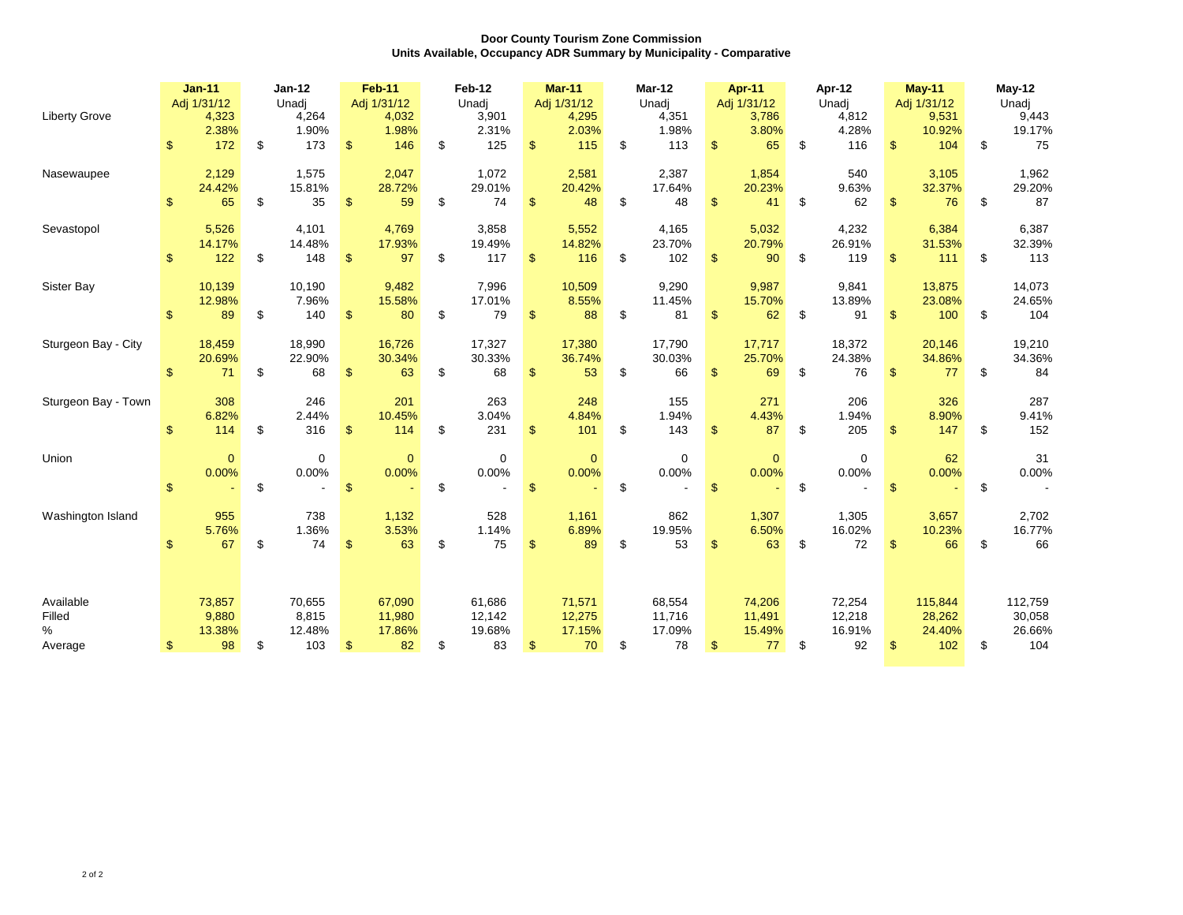**Door County Tourism Zone Commission**
**Units Available, Occupancy ADR Summary by Municipality - Comparative**

| | Jan-11 | Jan-12 | Feb-11 | Feb-12 | Mar-11 | Mar-12 | Apr-11 | Apr-12 | May-11 | May-12 |
|---|---|---|---|---|---|---|---|---|---|---|
| | Adj 1/31/12 | Unadj | Adj 1/31/12 | Unadj | Adj 1/31/12 | Unadj | Adj 1/31/12 | Unadj | Adj 1/31/12 | Unadj |
| Liberty Grove | 4,323 | 4,264 | 4,032 | 3,901 | 4,295 | 4,351 | 3,786 | 4,812 | 9,531 | 9,443 |
| | 2.38% | 1.90% | 1.98% | 2.31% | 2.03% | 1.98% | 3.80% | 4.28% | 10.92% | 19.17% |
| | $ 172 | $ 173 | $ 146 | $ 125 | $ 115 | $ 113 | $ 65 | $ 116 | $ 104 | $ 75 |
| Nasewaupee | 2,129 | 1,575 | 2,047 | 1,072 | 2,581 | 2,387 | 1,854 | 540 | 3,105 | 1,962 |
| | 24.42% | 15.81% | 28.72% | 29.01% | 20.42% | 17.64% | 20.23% | 9.63% | 32.37% | 29.20% |
| | $ 65 | $ 35 | $ 59 | $ 74 | $ 48 | $ 48 | $ 41 | $ 62 | $ 76 | $ 87 |
| Sevastopol | 5,526 | 4,101 | 4,769 | 3,858 | 5,552 | 4,165 | 5,032 | 4,232 | 6,384 | 6,387 |
| | 14.17% | 14.48% | 17.93% | 19.49% | 14.82% | 23.70% | 20.79% | 26.91% | 31.53% | 32.39% |
| | $ 122 | $ 148 | $ 97 | $ 117 | $ 116 | $ 102 | $ 90 | $ 119 | $ 111 | $ 113 |
| Sister Bay | 10,139 | 10,190 | 9,482 | 7,996 | 10,509 | 9,290 | 9,987 | 9,841 | 13,875 | 14,073 |
| | 12.98% | 7.96% | 15.58% | 17.01% | 8.55% | 11.45% | 15.70% | 13.89% | 23.08% | 24.65% |
| | $ 89 | $ 140 | $ 80 | $ 79 | $ 88 | $ 81 | $ 62 | $ 91 | $ 100 | $ 104 |
| Sturgeon Bay - City | 18,459 | 18,990 | 16,726 | 17,327 | 17,380 | 17,790 | 17,717 | 18,372 | 20,146 | 19,210 |
| | 20.69% | 22.90% | 30.34% | 30.33% | 36.74% | 30.03% | 25.70% | 24.38% | 34.86% | 34.36% |
| | $ 71 | $ 68 | $ 63 | $ 68 | $ 53 | $ 66 | $ 69 | $ 76 | $ 77 | $ 84 |
| Sturgeon Bay - Town | 308 | 246 | 201 | 263 | 248 | 155 | 271 | 206 | 326 | 287 |
| | 6.82% | 2.44% | 10.45% | 3.04% | 4.84% | 1.94% | 4.43% | 1.94% | 8.90% | 9.41% |
| | $ 114 | $ 316 | $ 114 | $ 231 | $ 101 | $ 143 | $ 87 | $ 205 | $ 147 | $ 152 |
| Union | 0 | 0 | 0 | 0 | 0 | 0 | 0 | 0 | 62 | 31 |
| | 0.00% | 0.00% | 0.00% | 0.00% | 0.00% | 0.00% | 0.00% | 0.00% | 0.00% | 0.00% |
| | $ - | $ - | $ - | $ - | $ - | $ - | $ - | $ - | $ - | $ - |
| Washington Island | 955 | 738 | 1,132 | 528 | 1,161 | 862 | 1,307 | 1,305 | 3,657 | 2,702 |
| | 5.76% | 1.36% | 3.53% | 1.14% | 6.89% | 19.95% | 6.50% | 16.02% | 10.23% | 16.77% |
| | $ 67 | $ 74 | $ 63 | $ 75 | $ 89 | $ 53 | $ 63 | $ 72 | $ 66 | $ 66 |
| Available | 73,857 | 70,655 | 67,090 | 61,686 | 71,571 | 68,554 | 74,206 | 72,254 | 115,844 | 112,759 |
| Filled | 9,880 | 8,815 | 11,980 | 12,142 | 12,275 | 11,716 | 11,491 | 12,218 | 28,262 | 30,058 |
| % | 13.38% | 12.48% | 17.86% | 19.68% | 17.15% | 17.09% | 15.49% | 16.91% | 24.40% | 26.66% |
| Average | $ 98 | $ 103 | $ 82 | $ 83 | $ 70 | $ 78 | $ 77 | $ 92 | $ 102 | $ 104 |